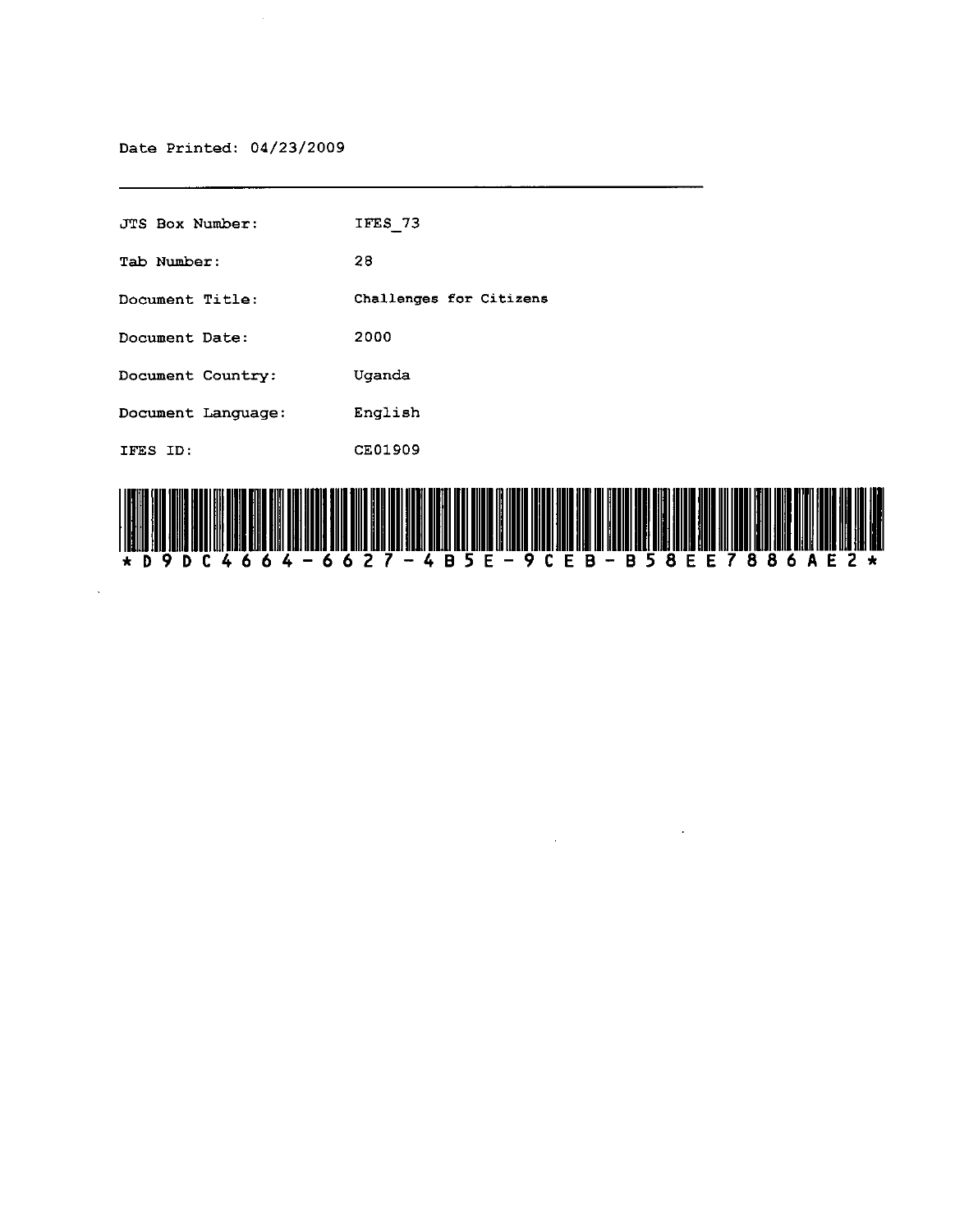Date Printed: 04/23/2009

---

| | |
|---|---|
| JTS Box Number: | IFES_73 |
| Tab Number: | 28 |
| Document Title: | Challenges for Citizens |
| Document Date: | 2000 |
| Document Country: | Uganda |
| Document Language: | English |
| IFES ID: | CE01909 |

*D9DC4664-6627-4B5E-9CEB-B58EE7886AE2*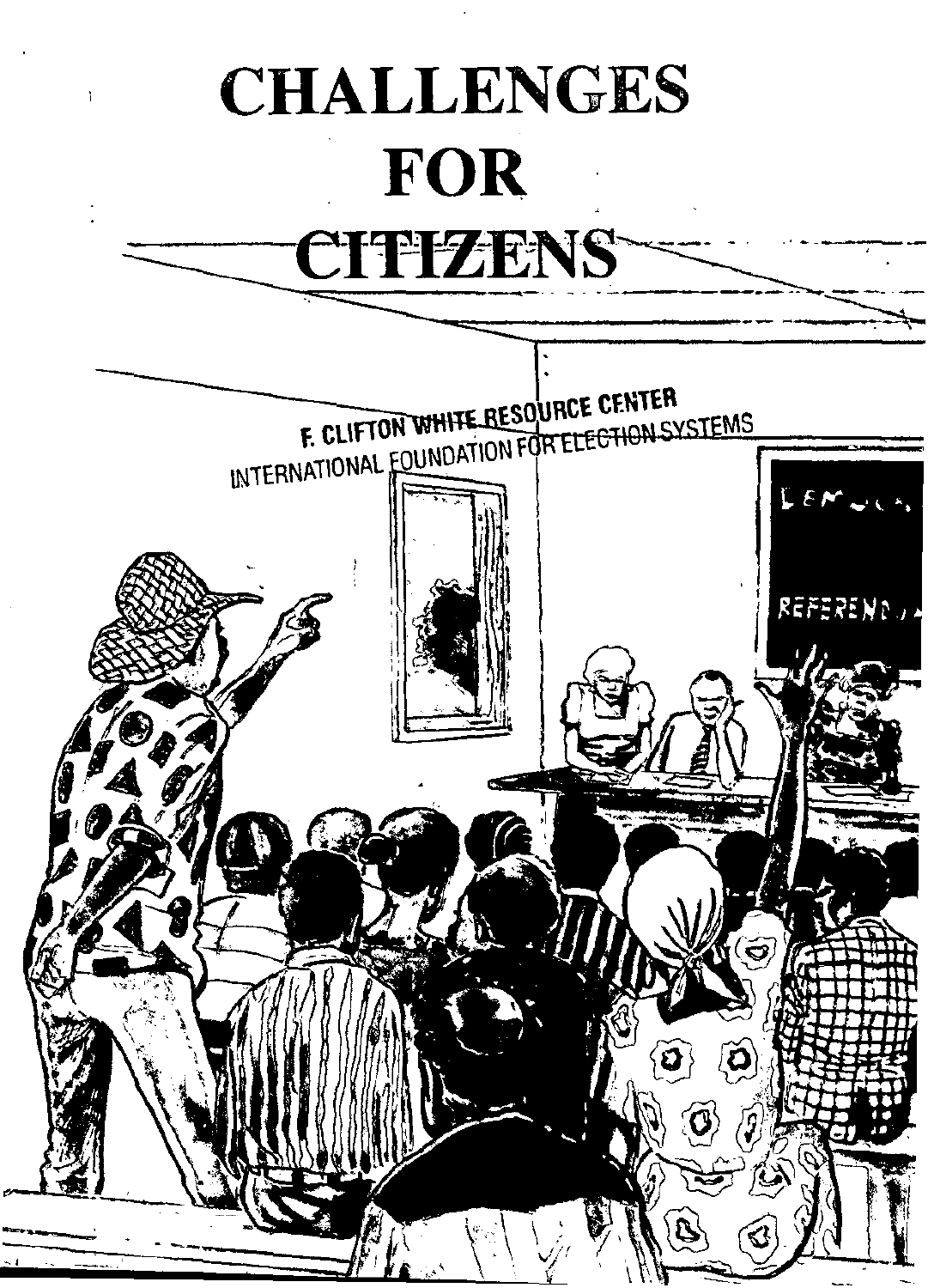# CHALLENGES FOR CITIZENS

F. CLIFTON WHITE RESOURCE CENTER
INTERNATIONAL FOUNDATION FOR ELECTION SYSTEMS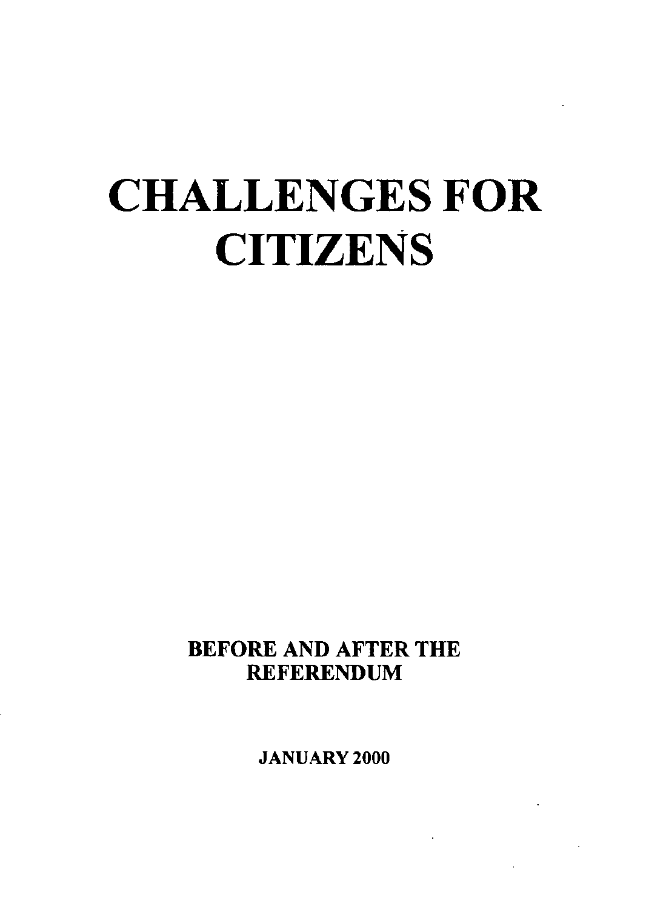# CHALLENGES FOR CITIZENS

**BEFORE AND AFTER THE REFERENDUM**

**JANUARY 2000**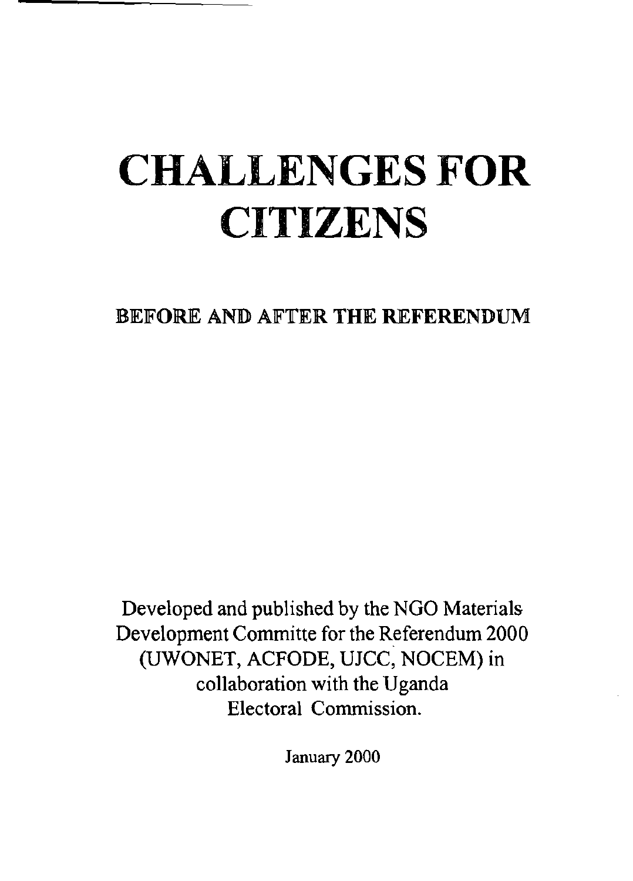# CHALLENGES FOR CITIZENS

## BEFORE AND AFTER THE REFERENDUM

Developed and published by the NGO Materials Development Committe for the Referendum 2000 (UWONET, ACFODE, UJCC, NOCEM) in collaboration with the Uganda Electoral Commission.

January 2000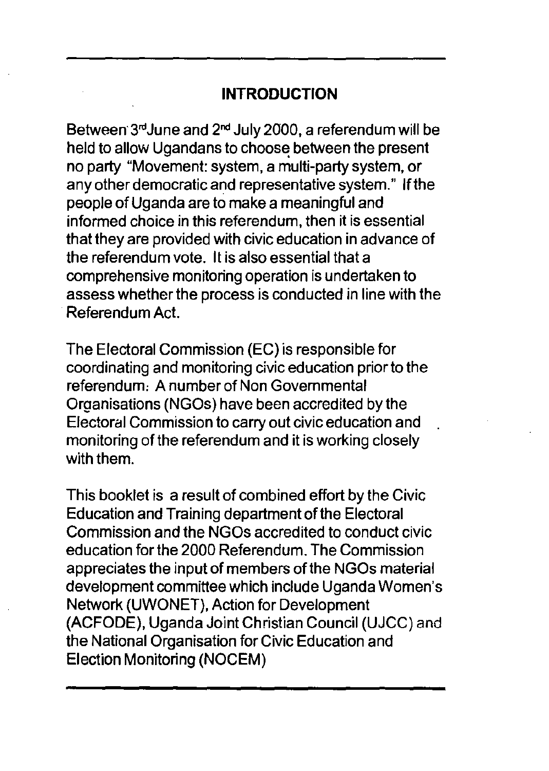## INTRODUCTION

Between 3rd June and 2nd July 2000, a referendum will be held to allow Ugandans to choose between the present no party "Movement: system, a multi-party system, or any other democratic and representative system." If the people of Uganda are to make a meaningful and informed choice in this referendum, then it is essential that they are provided with civic education in advance of the referendum vote. It is also essential that a comprehensive monitoring operation is undertaken to assess whether the process is conducted in line with the Referendum Act.

The Electoral Commission (EC) is responsible for coordinating and monitoring civic education prior to the referendum. A number of Non Governmental Organisations (NGOs) have been accredited by the Electoral Commission to carry out civic education and monitoring of the referendum and it is working closely with them.

This booklet is a result of combined effort by the Civic Education and Training department of the Electoral Commission and the NGOs accredited to conduct civic education for the 2000 Referendum. The Commission appreciates the input of members of the NGOs material development committee which include Uganda Women's Network (UWONET), Action for Development (ACFODE), Uganda Joint Christian Council (UJCC) and the National Organisation for Civic Education and Election Monitoring (NOCEM)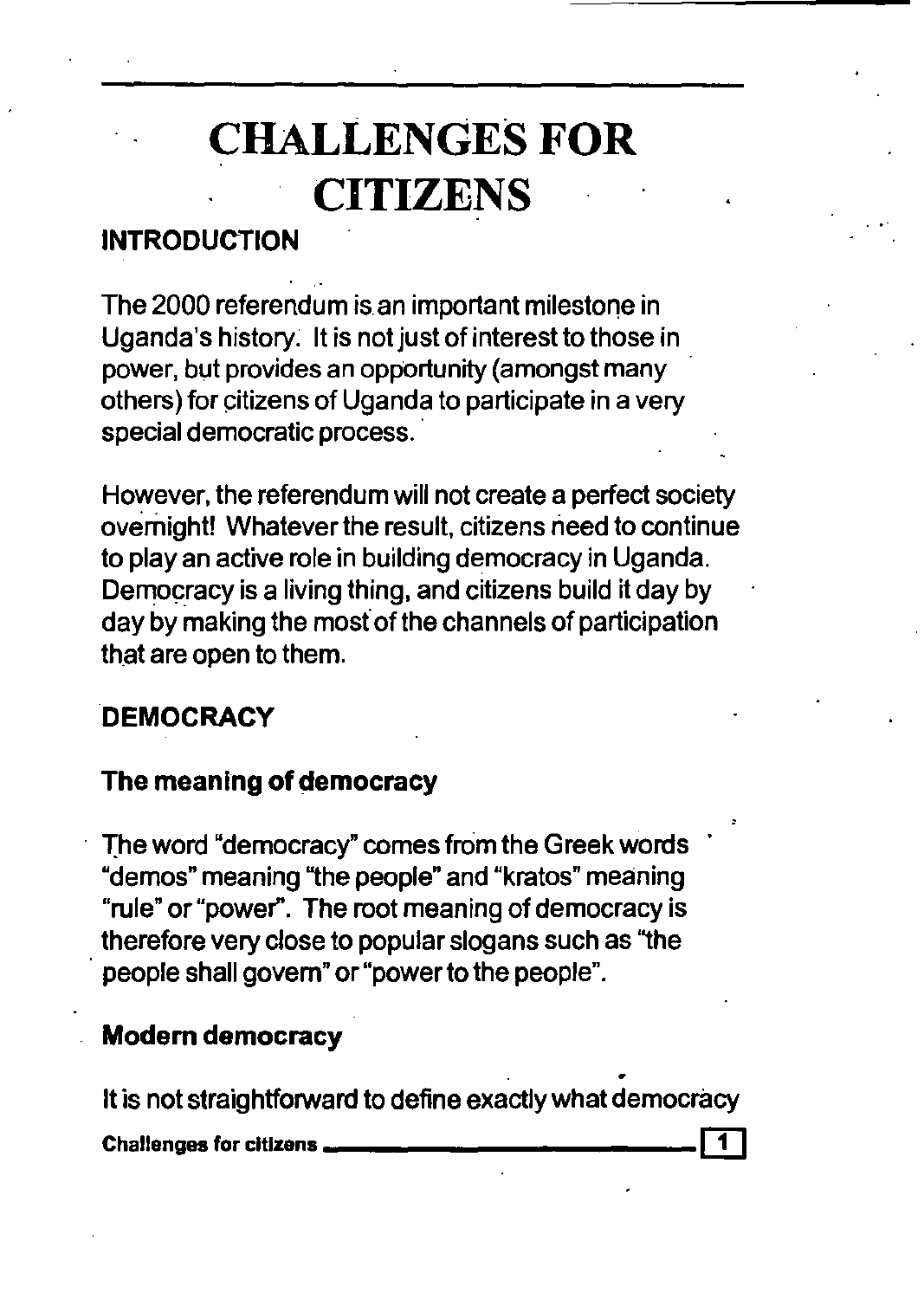# CHALLENGES FOR CITIZENS

## INTRODUCTION

The 2000 referendum is an important milestone in Uganda's history. It is not just of interest to those in power, but provides an opportunity (amongst many others) for citizens of Uganda to participate in a very special democratic process.

However, the referendum will not create a perfect society overnight! Whatever the result, citizens need to continue to play an active role in building democracy in Uganda. Democracy is a living thing, and citizens build it day by day by making the most of the channels of participation that are open to them.

## DEMOCRACY

### The meaning of democracy

The word "democracy" comes from the Greek words "demos" meaning "the people" and "kratos" meaning "rule" or "power". The root meaning of democracy is therefore very close to popular slogans such as "the people shall govern" or "power to the people".

### Modern democracy

It is not straightforward to define exactly what democracy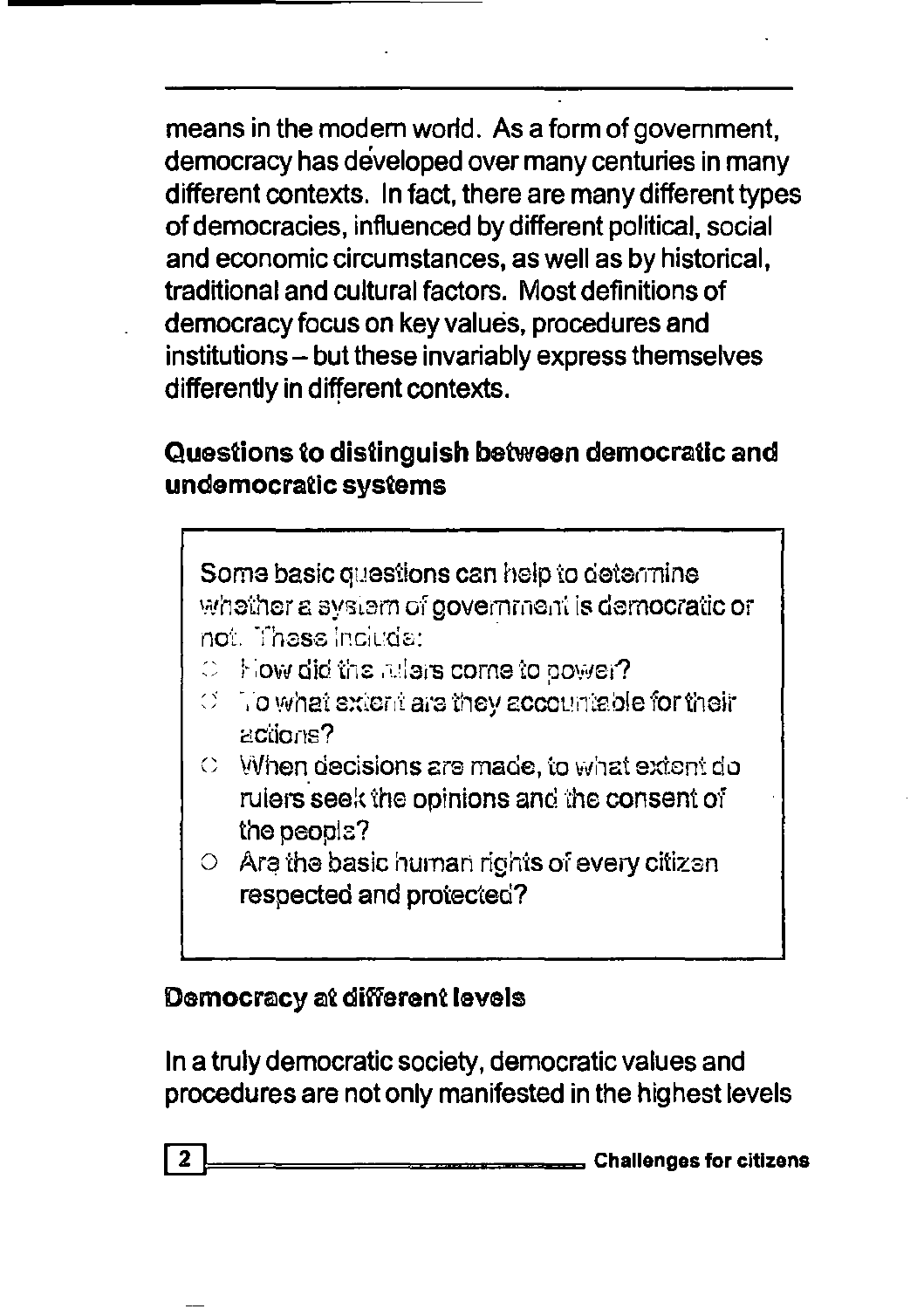means in the modern world. As a form of government, democracy has developed over many centuries in many different contexts. In fact, there are many different types of democracies, influenced by different political, social and economic circumstances, as well as by historical, traditional and cultural factors. Most definitions of democracy focus on key values, procedures and institutions – but these invariably express themselves differently in different contexts.

## Questions to distinguish between democratic and undemocratic systems

Some basic questions can help to determine whether a system of government is democratic or not. These include:

- How did the rulers come to power?
- To what extent are they accountable for their actions?
- When decisions are made, to what extent do rulers seek the opinions and the consent of the people?
- Are the basic human rights of every citizen respected and protected?

## Democracy at different levels

In a truly democratic society, democratic values and procedures are not only manifested in the highest levels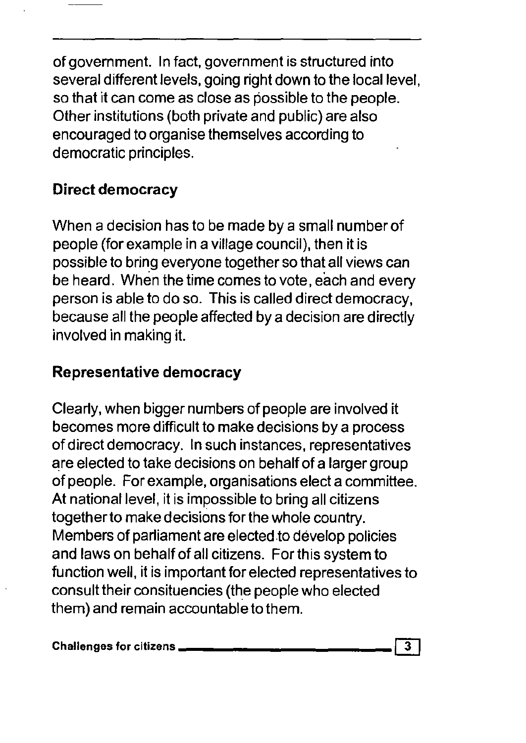of government. In fact, government is structured into several different levels, going right down to the local level, so that it can come as close as possible to the people. Other institutions (both private and public) are also encouraged to organise themselves according to democratic principles.

## Direct democracy

When a decision has to be made by a small number of people (for example in a village council), then it is possible to bring everyone together so that all views can be heard. When the time comes to vote, each and every person is able to do so. This is called direct democracy, because all the people affected by a decision are directly involved in making it.

## Representative democracy

Clearly, when bigger numbers of people are involved it becomes more difficult to make decisions by a process of direct democracy. In such instances, representatives are elected to take decisions on behalf of a larger group of people. For example, organisations elect a committee. At national level, it is impossible to bring all citizens together to make decisions for the whole country. Members of parliament are elected to develop policies and laws on behalf of all citizens. For this system to function well, it is important for elected representatives to consult their consituencies (the people who elected them) and remain accountable to them.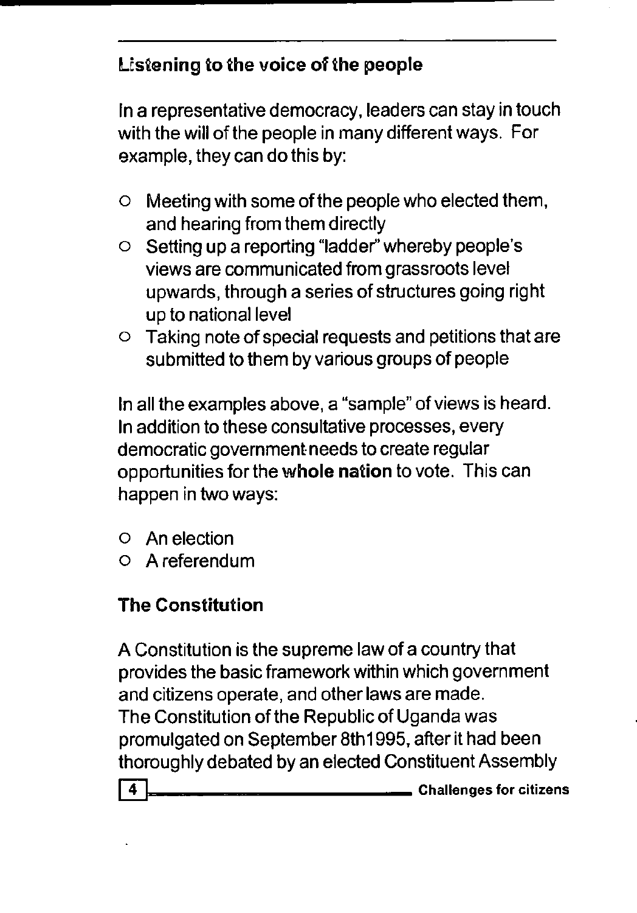## Listening to the voice of the people

In a representative democracy, leaders can stay in touch with the will of the people in many different ways. For example, they can do this by:

- Meeting with some of the people who elected them, and hearing from them directly
- Setting up a reporting "ladder" whereby people's views are communicated from grassroots level upwards, through a series of structures going right up to national level
- Taking note of special requests and petitions that are submitted to them by various groups of people

In all the examples above, a "sample" of views is heard. In addition to these consultative processes, every democratic government needs to create regular opportunities for the **whole nation** to vote. This can happen in two ways:

- An election
- A referendum

## The Constitution

A Constitution is the supreme law of a country that provides the basic framework within which government and citizens operate, and other laws are made.
The Constitution of the Republic of Uganda was promulgated on September 8th1995, after it had been thoroughly debated by an elected Constituent Assembly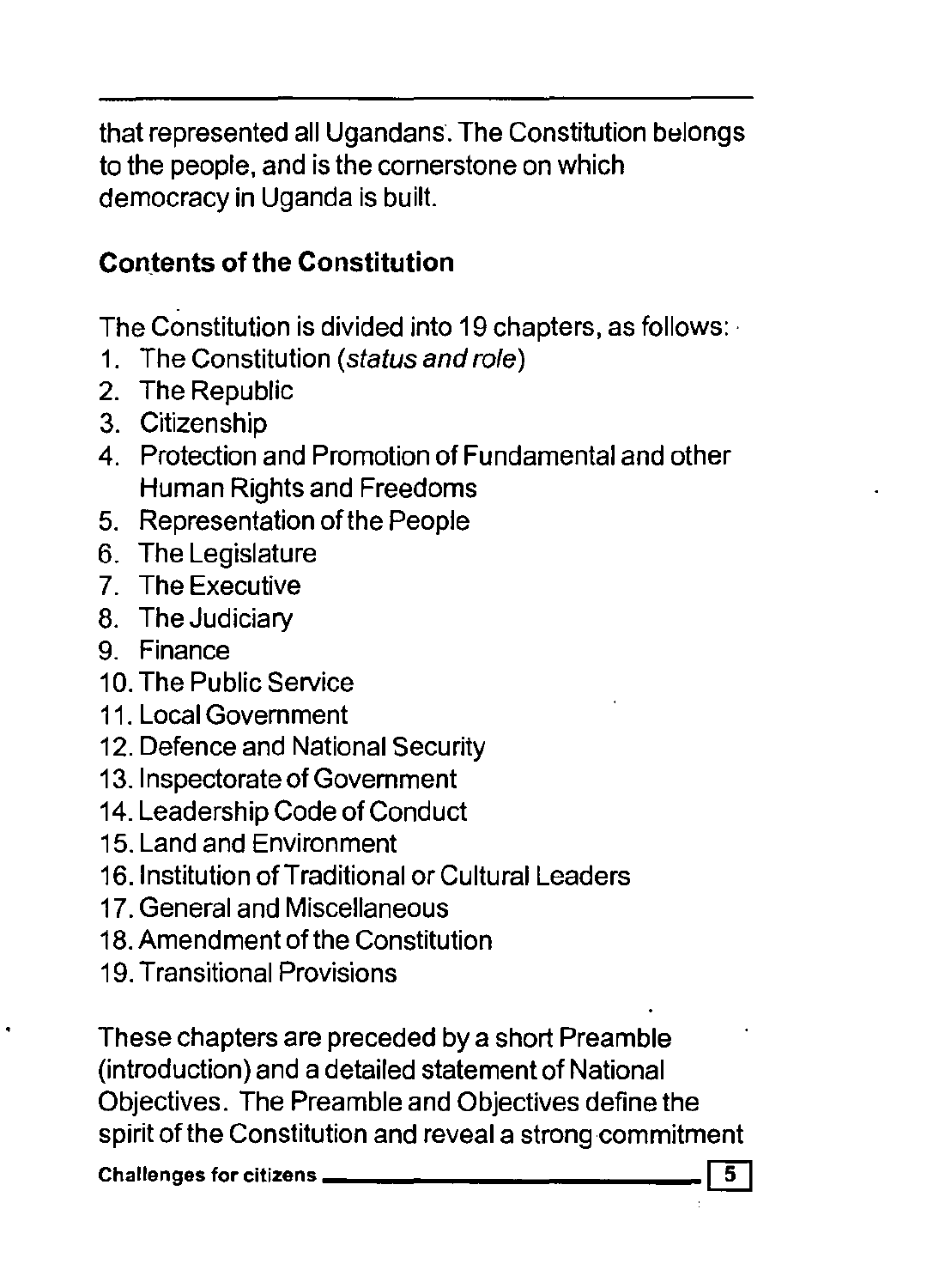that represented all Ugandans. The Constitution belongs to the people, and is the cornerstone on which democracy in Uganda is built.

## Contents of the Constitution

The Constitution is divided into 19 chapters, as follows:

1. The Constitution (*status and role*)
2. The Republic
3. Citizenship
4. Protection and Promotion of Fundamental and other Human Rights and Freedoms
5. Representation of the People
6. The Legislature
7. The Executive
8. The Judiciary
9. Finance
10. The Public Service
11. Local Government
12. Defence and National Security
13. Inspectorate of Government
14. Leadership Code of Conduct
15. Land and Environment
16. Institution of Traditional or Cultural Leaders
17. General and Miscellaneous
18. Amendment of the Constitution
19. Transitional Provisions

These chapters are preceded by a short Preamble (introduction) and a detailed statement of National Objectives. The Preamble and Objectives define the spirit of the Constitution and reveal a strong commitment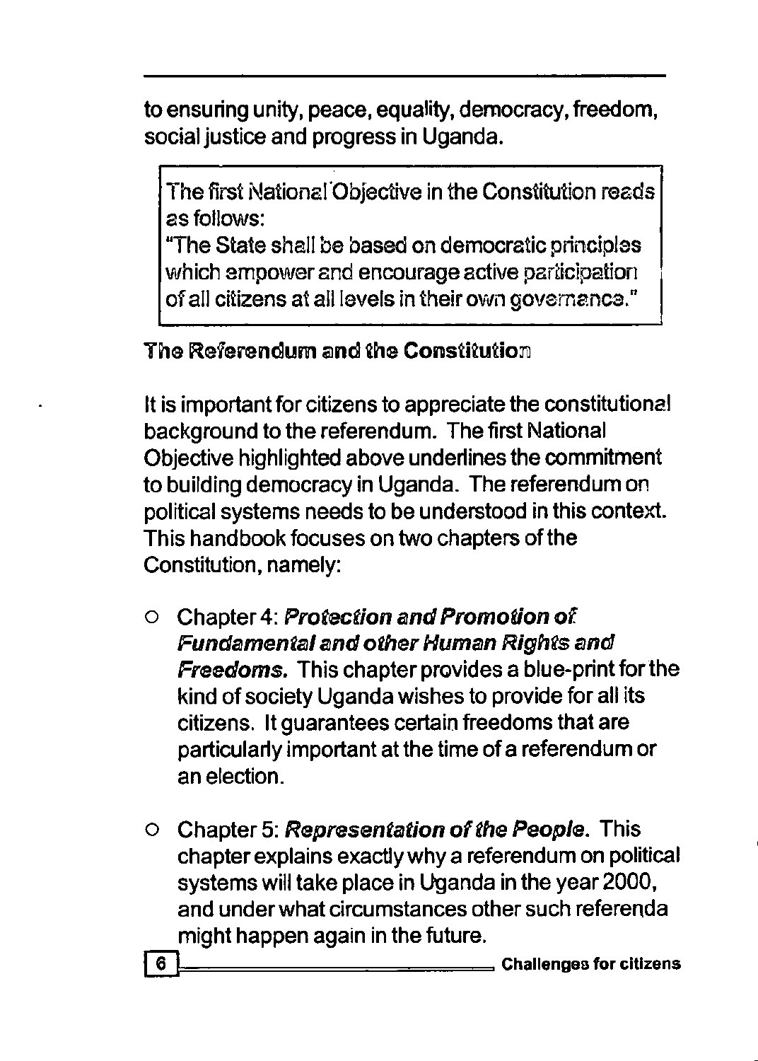to ensuring unity, peace, equality, democracy, freedom, social justice and progress in Uganda.

> The first National Objective in the Constitution reads as follows:
> "The State shall be based on democratic principles which empower and encourage active participation of all citizens at all levels in their own governance."

### The Referendum and the Constitution

It is important for citizens to appreciate the constitutional background to the referendum. The first National Objective highlighted above underlines the commitment to building democracy in Uganda. The referendum on political systems needs to be understood in this context. This handbook focuses on two chapters of the Constitution, namely:

- Chapter 4: ***Protection and Promotion of Fundamental and other Human Rights and Freedoms.*** This chapter provides a blue-print for the kind of society Uganda wishes to provide for all its citizens. It guarantees certain freedoms that are particularly important at the time of a referendum or an election.

- Chapter 5: ***Representation of the People.*** This chapter explains exactly why a referendum on political systems will take place in Uganda in the year 2000, and under what circumstances other such referenda might happen again in the future.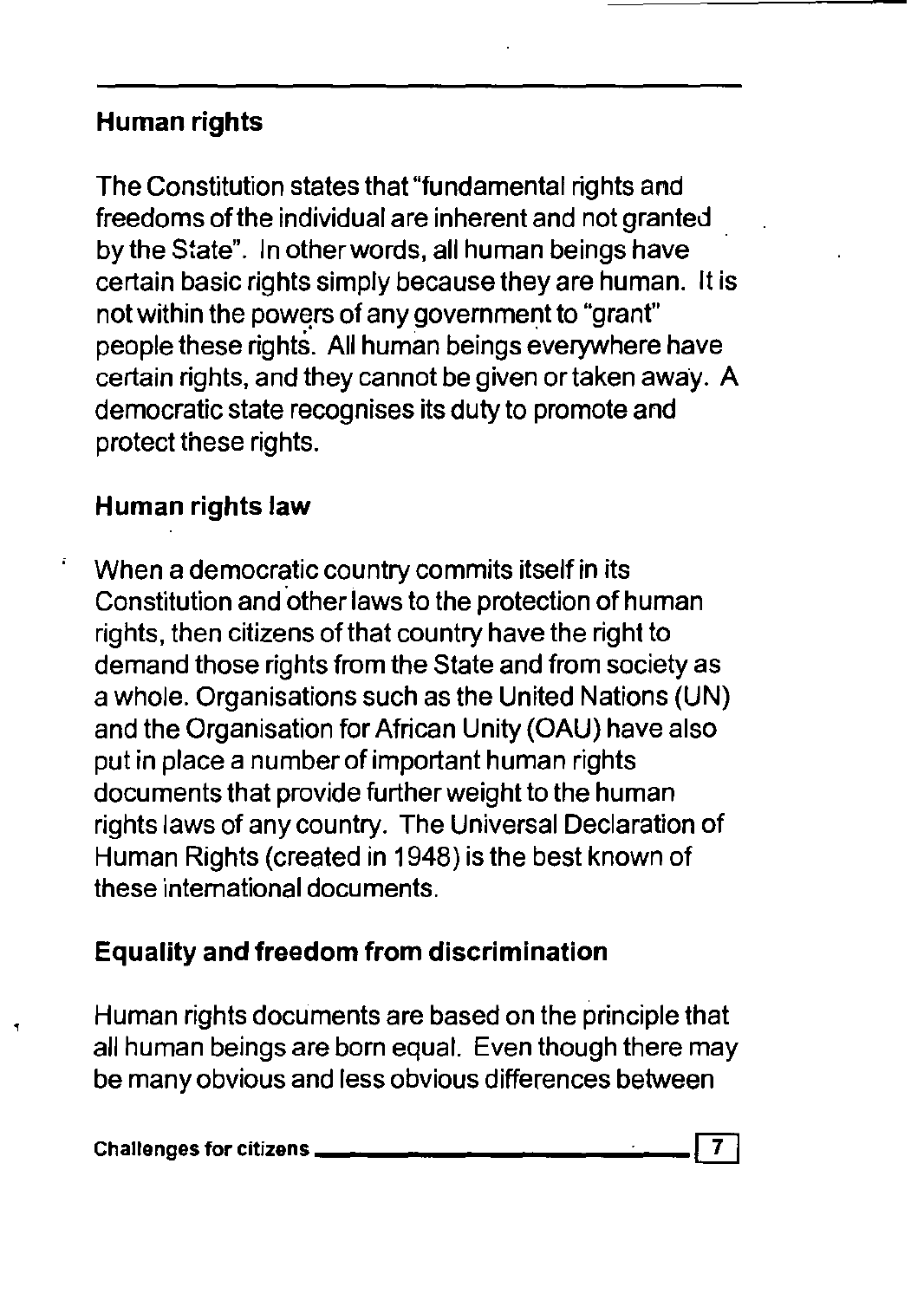## Human rights

The Constitution states that "fundamental rights and freedoms of the individual are inherent and not granted by the State". In other words, all human beings have certain basic rights simply because they are human. It is not within the powers of any government to "grant" people these rights. All human beings everywhere have certain rights, and they cannot be given or taken away. A democratic state recognises its duty to promote and protect these rights.

## Human rights law

When a democratic country commits itself in its Constitution and other laws to the protection of human rights, then citizens of that country have the right to demand those rights from the State and from society as a whole. Organisations such as the United Nations (UN) and the Organisation for African Unity (OAU) have also put in place a number of important human rights documents that provide further weight to the human rights laws of any country. The Universal Declaration of Human Rights (created in 1948) is the best known of these international documents.

## Equality and freedom from discrimination

Human rights documents are based on the principle that all human beings are born equal. Even though there may be many obvious and less obvious differences between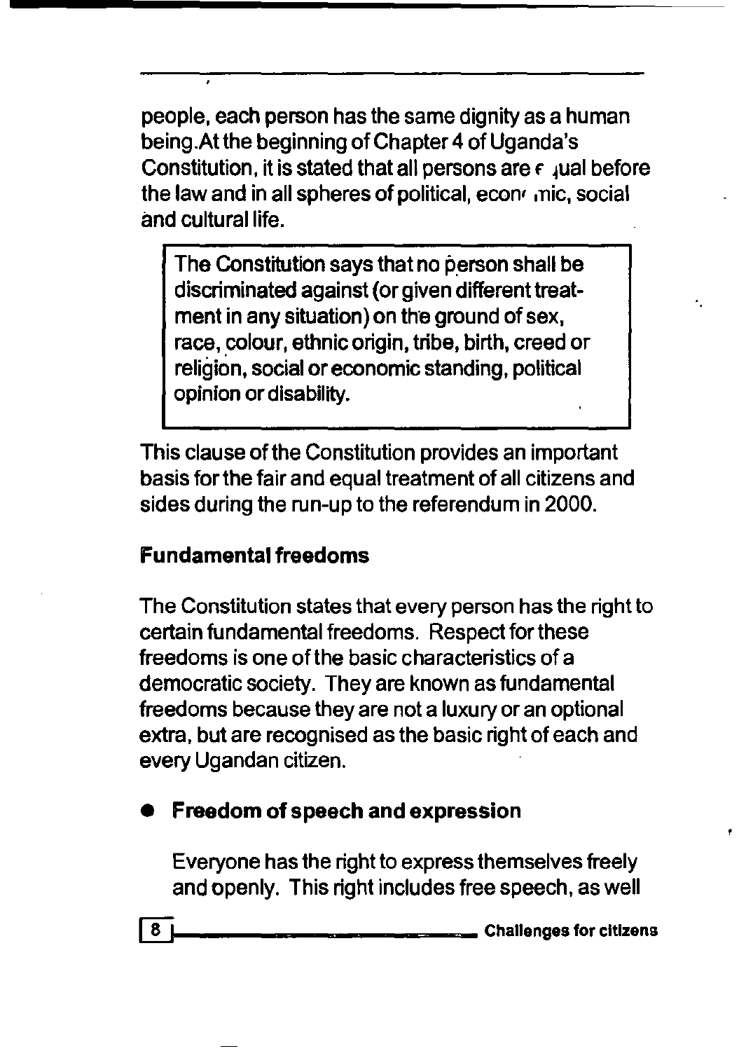people, each person has the same dignity as a human being. At the beginning of Chapter 4 of Uganda's Constitution, it is stated that all persons are equal before the law and in all spheres of political, economic, social and cultural life.

> The Constitution says that no person shall be discriminated against (or given different treatment in any situation) on the ground of sex, race, colour, ethnic origin, tribe, birth, creed or religion, social or economic standing, political opinion or disability.

This clause of the Constitution provides an important basis for the fair and equal treatment of all citizens and sides during the run-up to the referendum in 2000.

**Fundamental freedoms**

The Constitution states that every person has the right to certain fundamental freedoms. Respect for these freedoms is one of the basic characteristics of a democratic society. They are known as fundamental freedoms because they are not a luxury or an optional extra, but are recognised as the basic right of each and every Ugandan citizen.

- **Freedom of speech and expression**

  Everyone has the right to express themselves freely and openly. This right includes free speech, as well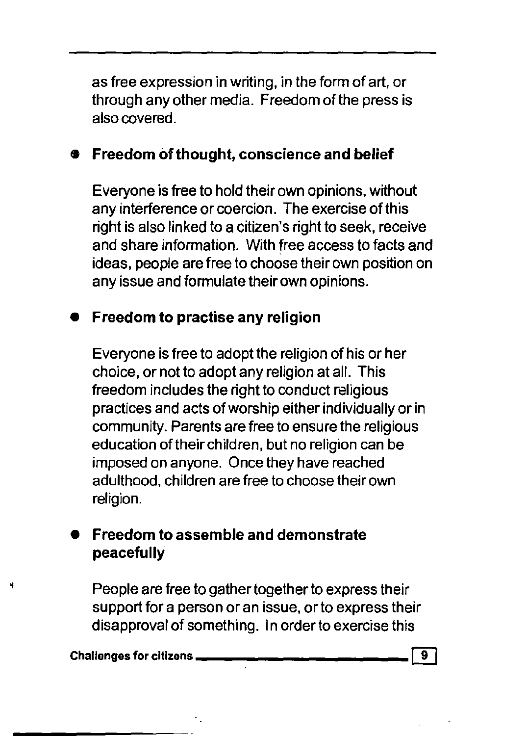as free expression in writing, in the form of art, or through any other media. Freedom of the press is also covered.

- **Freedom of thought, conscience and belief**

  Everyone is free to hold their own opinions, without any interference or coercion. The exercise of this right is also linked to a citizen's right to seek, receive and share information. With free access to facts and ideas, people are free to choose their own position on any issue and formulate their own opinions.

- **Freedom to practise any religion**

  Everyone is free to adopt the religion of his or her choice, or not to adopt any religion at all. This freedom includes the right to conduct religious practices and acts of worship either individually or in community. Parents are free to ensure the religious education of their children, but no religion can be imposed on anyone. Once they have reached adulthood, children are free to choose their own religion.

- **Freedom to assemble and demonstrate peacefully**

  People are free to gather together to express their support for a person or an issue, or to express their disapproval of something. In order to exercise this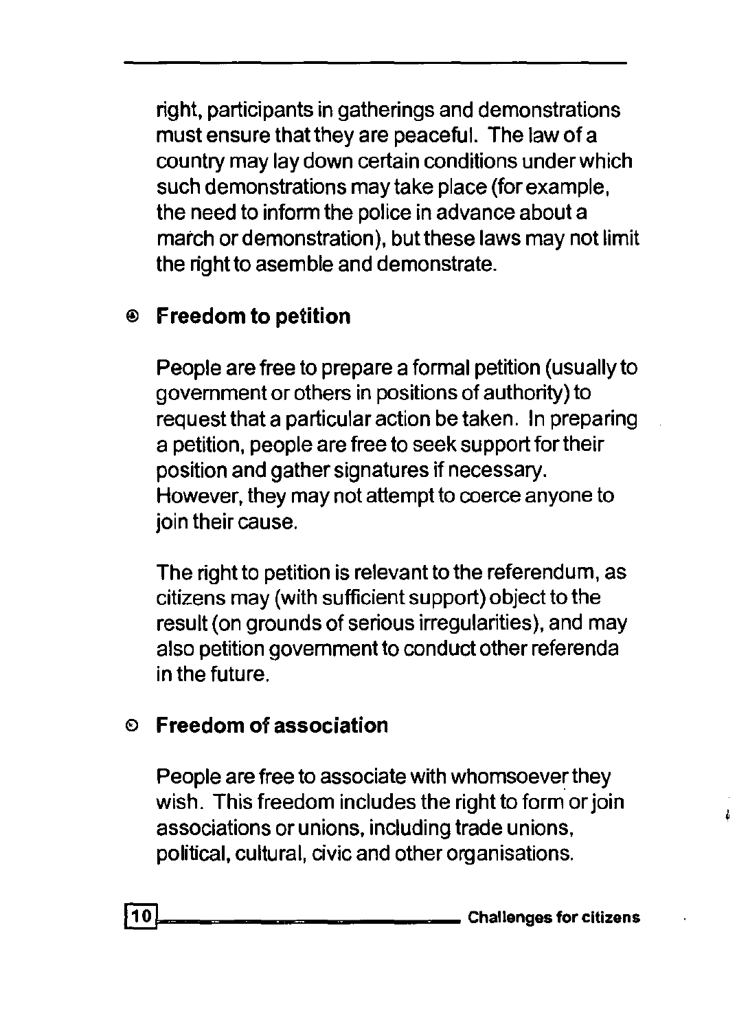right, participants in gatherings and demonstrations must ensure that they are peaceful. The law of a country may lay down certain conditions under which such demonstrations may take place (for example, the need to inform the police in advance about a march or demonstration), but these laws may not limit the right to asemble and demonstrate.

- **Freedom to petition**

  People are free to prepare a formal petition (usually to government or others in positions of authority) to request that a particular action be taken. In preparing a petition, people are free to seek support for their position and gather signatures if necessary. However, they may not attempt to coerce anyone to join their cause.

  The right to petition is relevant to the referendum, as citizens may (with sufficient support) object to the result (on grounds of serious irregularities), and may also petition government to conduct other referenda in the future.

- **Freedom of association**

  People are free to associate with whomsoever they wish. This freedom includes the right to form or join associations or unions, including trade unions, political, cultural, civic and other organisations.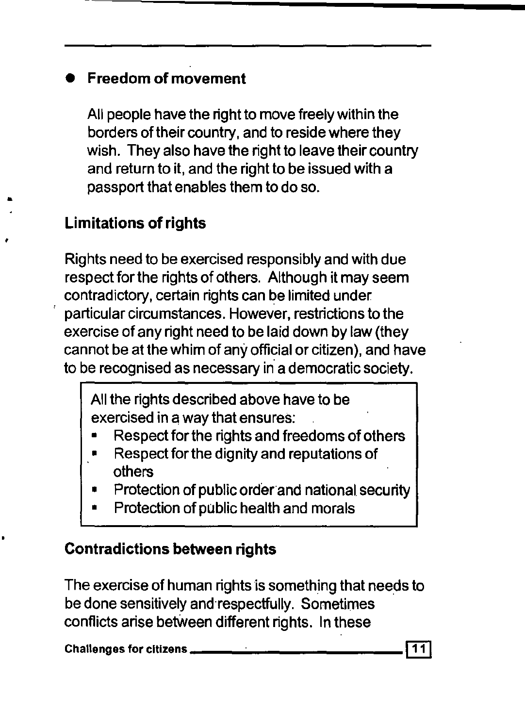- **Freedom of movement**

  All people have the right to move freely within the borders of their country, and to reside where they wish. They also have the right to leave their country and return to it, and the right to be issued with a passport that enables them to do so.

## Limitations of rights

Rights need to be exercised responsibly and with due respect for the rights of others. Although it may seem contradictory, certain rights can be limited under particular circumstances. However, restrictions to the exercise of any right need to be laid down by law (they cannot be at the whim of any official or citizen), and have to be recognised as necessary in a democratic society.

> All the rights described above have to be exercised in a way that ensures:
> - Respect for the rights and freedoms of others
> - Respect for the dignity and reputations of others
> - Protection of public order and national security
> - Protection of public health and morals

## Contradictions between rights

The exercise of human rights is something that needs to be done sensitively and respectfully. Sometimes conflicts arise between different rights. In these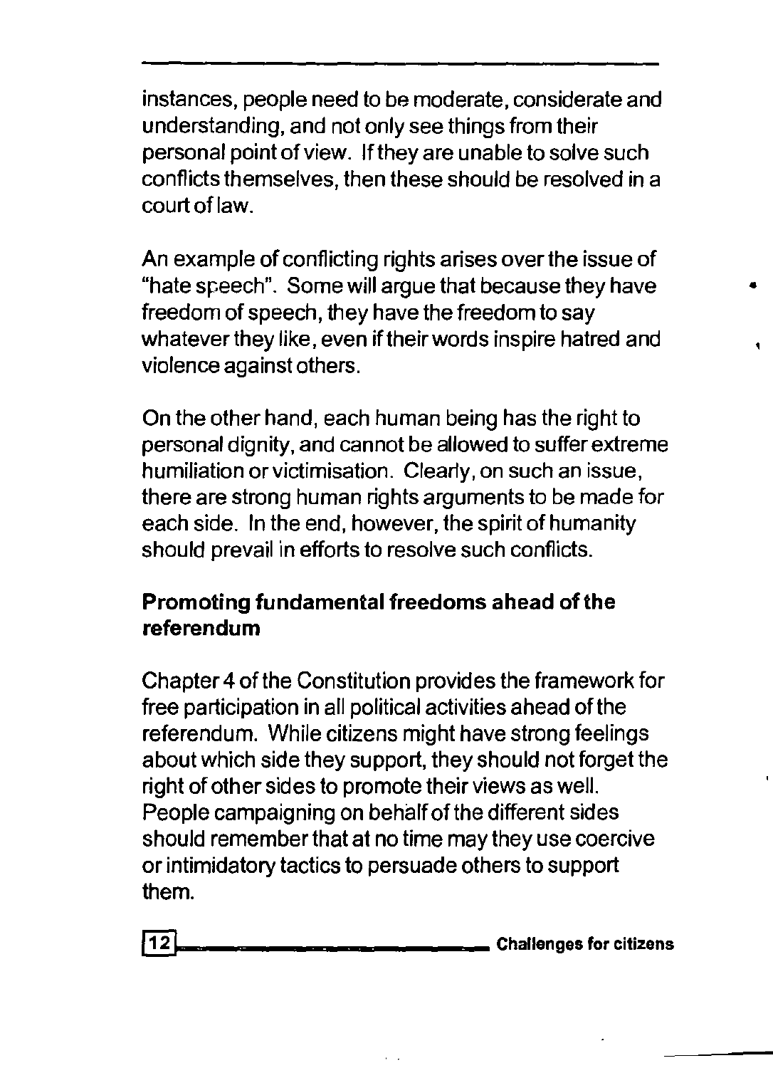instances, people need to be moderate, considerate and understanding, and not only see things from their personal point of view. If they are unable to solve such conflicts themselves, then these should be resolved in a court of law.

An example of conflicting rights arises over the issue of "hate speech". Some will argue that because they have freedom of speech, they have the freedom to say whatever they like, even if their words inspire hatred and violence against others.

On the other hand, each human being has the right to personal dignity, and cannot be allowed to suffer extreme humiliation or victimisation. Clearly, on such an issue, there are strong human rights arguments to be made for each side. In the end, however, the spirit of humanity should prevail in efforts to resolve such conflicts.

### Promoting fundamental freedoms ahead of the referendum

Chapter 4 of the Constitution provides the framework for free participation in all political activities ahead of the referendum. While citizens might have strong feelings about which side they support, they should not forget the right of other sides to promote their views as well. People campaigning on behalf of the different sides should remember that at no time may they use coercive or intimidatory tactics to persuade others to support them.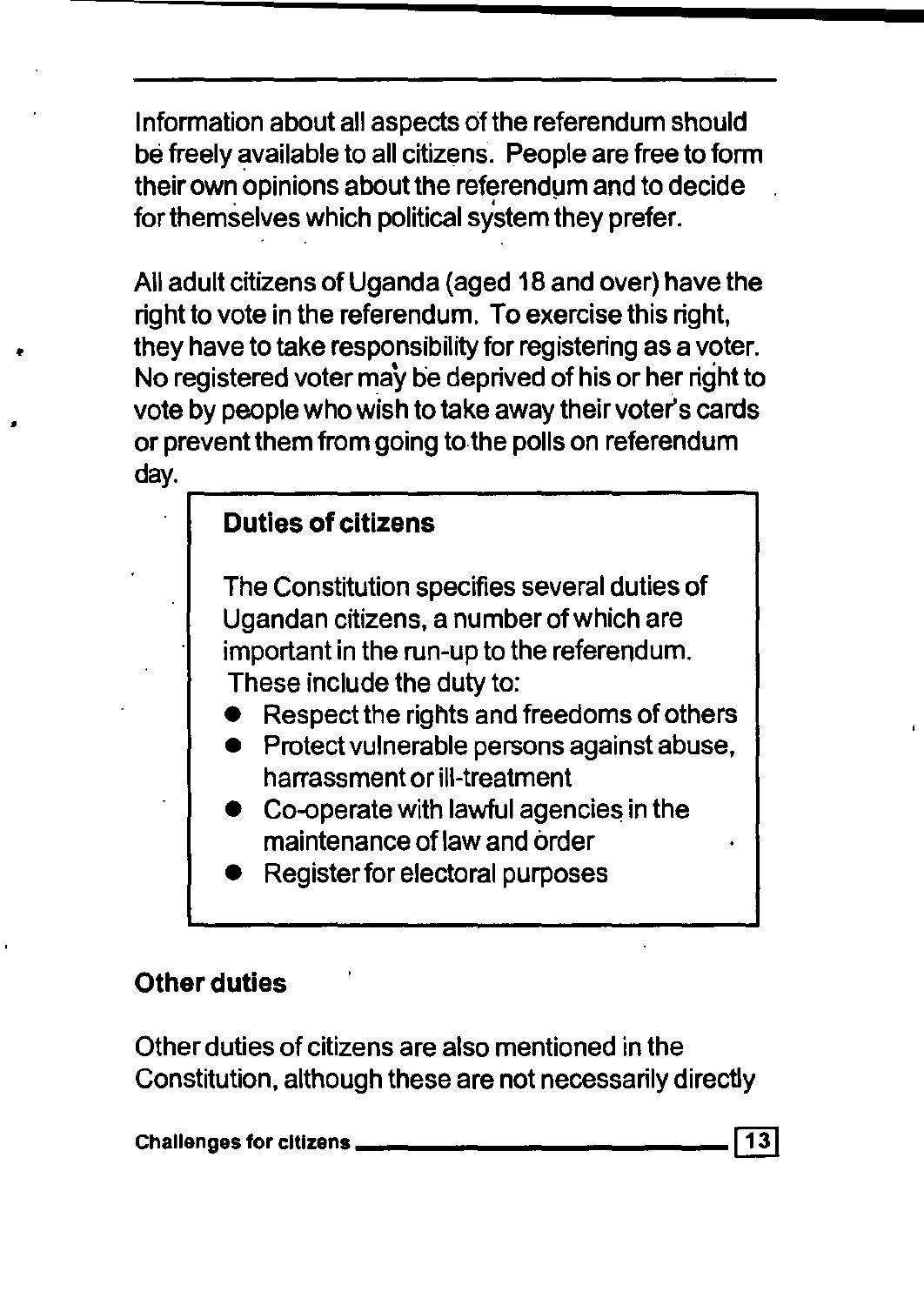Information about all aspects of the referendum should be freely available to all citizens. People are free to form their own opinions about the referendum and to decide for themselves which political system they prefer.

All adult citizens of Uganda (aged 18 and over) have the right to vote in the referendum. To exercise this right, they have to take responsibility for registering as a voter. No registered voter may be deprived of his or her right to vote by people who wish to take away their voter's cards or prevent them from going to the polls on referendum day.

**Duties of citizens**

The Constitution specifies several duties of Ugandan citizens, a number of which are important in the run-up to the referendum. These include the duty to:

- Respect the rights and freedoms of others
- Protect vulnerable persons against abuse, harrassment or ill-treatment
- Co-operate with lawful agencies in the maintenance of law and order
- Register for electoral purposes

## Other duties

Other duties of citizens are also mentioned in the Constitution, although these are not necessarily directly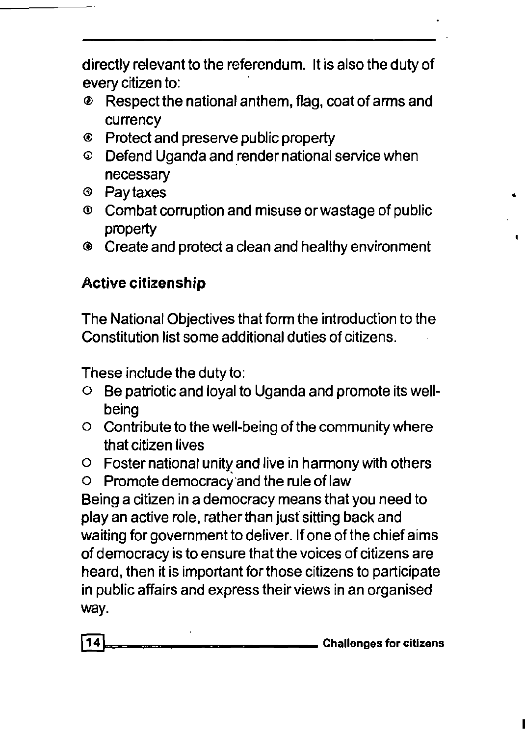directly relevant to the referendum. It is also the duty of every citizen to:

- Respect the national anthem, flag, coat of arms and currency
- Protect and preserve public property
- Defend Uganda and render national service when necessary
- Pay taxes
- Combat corruption and misuse or wastage of public property
- Create and protect a clean and healthy environment

### Active citizenship

The National Objectives that form the introduction to the Constitution list some additional duties of citizens.

These include the duty to:

- Be patriotic and loyal to Uganda and promote its well-being
- Contribute to the well-being of the community where that citizen lives
- Foster national unity and live in harmony with others
- Promote democracy and the rule of law

Being a citizen in a democracy means that you need to play an active role, rather than just sitting back and waiting for government to deliver. If one of the chief aims of democracy is to ensure that the voices of citizens are heard, then it is important for those citizens to participate in public affairs and express their views in an organised way.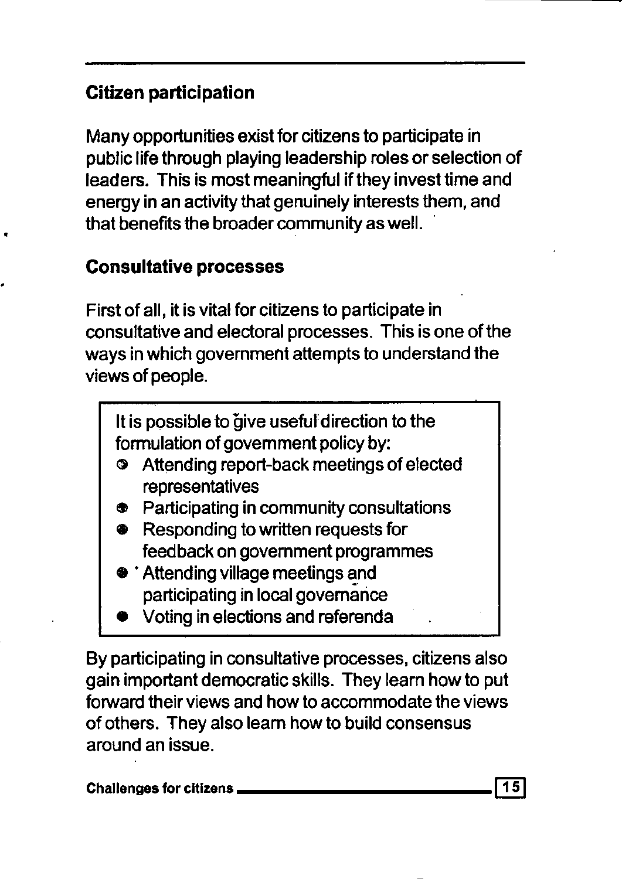## Citizen participation

Many opportunities exist for citizens to participate in public life through playing leadership roles or selection of leaders. This is most meaningful if they invest time and energy in an activity that genuinely interests them, and that benefits the broader community as well.

## Consultative processes

First of all, it is vital for citizens to participate in consultative and electoral processes. This is one of the ways in which government attempts to understand the views of people.

> It is possible to give useful direction to the formulation of government policy by:
>
> - Attending report-back meetings of elected representatives
> - Participating in community consultations
> - Responding to written requests for feedback on government programmes
> - Attending village meetings and participating in local governance
> - Voting in elections and referenda

By participating in consultative processes, citizens also gain important democratic skills. They learn how to put forward their views and how to accommodate the views of others. They also learn how to build consensus around an issue.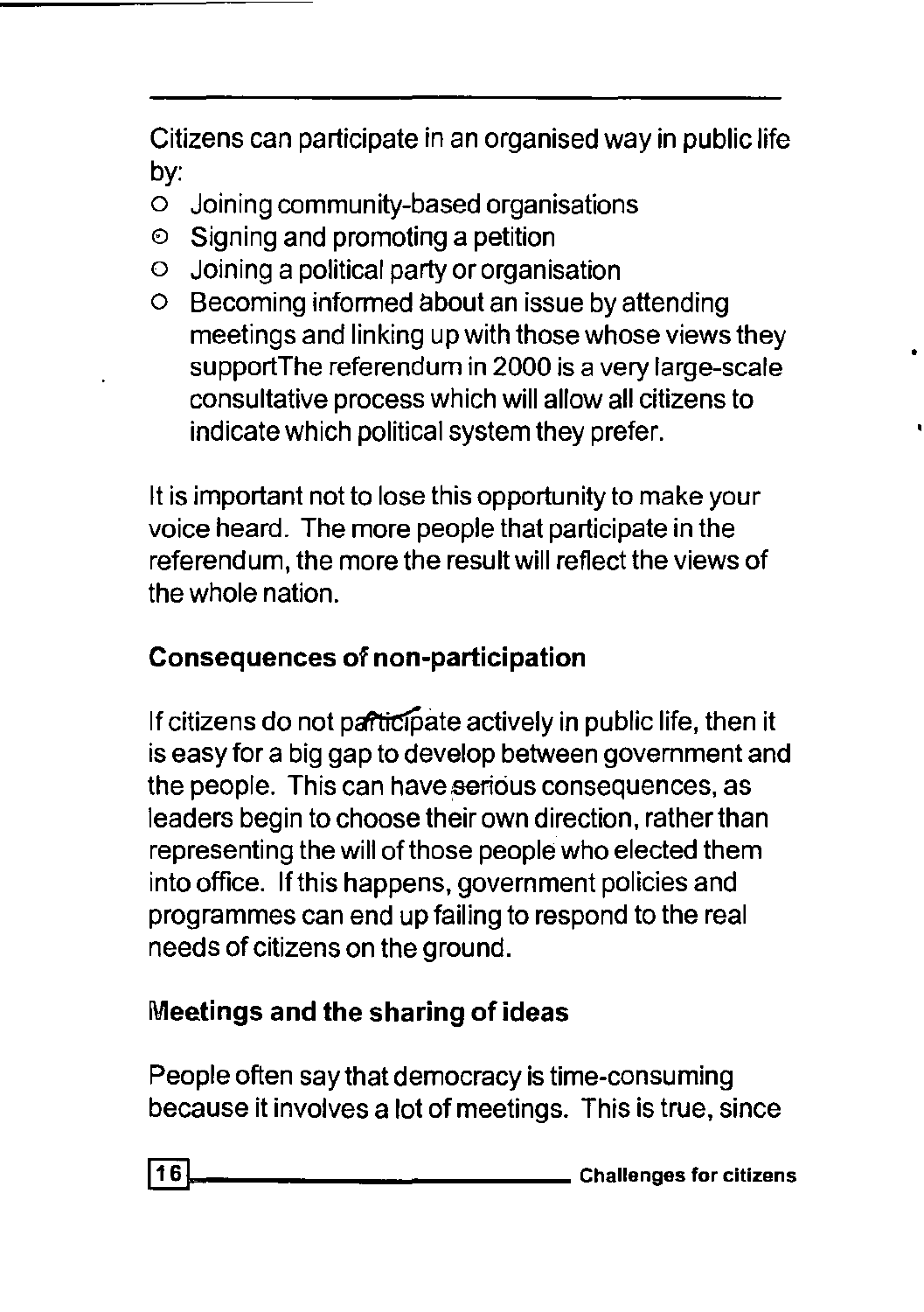Citizens can participate in an organised way in public life by:

- Joining community-based organisations
- Signing and promoting a petition
- Joining a political party or organisation
- Becoming informed about an issue by attending meetings and linking up with those whose views they supportThe referendum in 2000 is a very large-scale consultative process which will allow all citizens to indicate which political system they prefer.

It is important not to lose this opportunity to make your voice heard. The more people that participate in the referendum, the more the result will reflect the views of the whole nation.

## Consequences of non-participation

If citizens do not participate actively in public life, then it is easy for a big gap to develop between government and the people. This can have serious consequences, as leaders begin to choose their own direction, rather than representing the will of those people who elected them into office. If this happens, government policies and programmes can end up failing to respond to the real needs of citizens on the ground.

## Meetings and the sharing of ideas

People often say that democracy is time-consuming because it involves a lot of meetings. This is true, since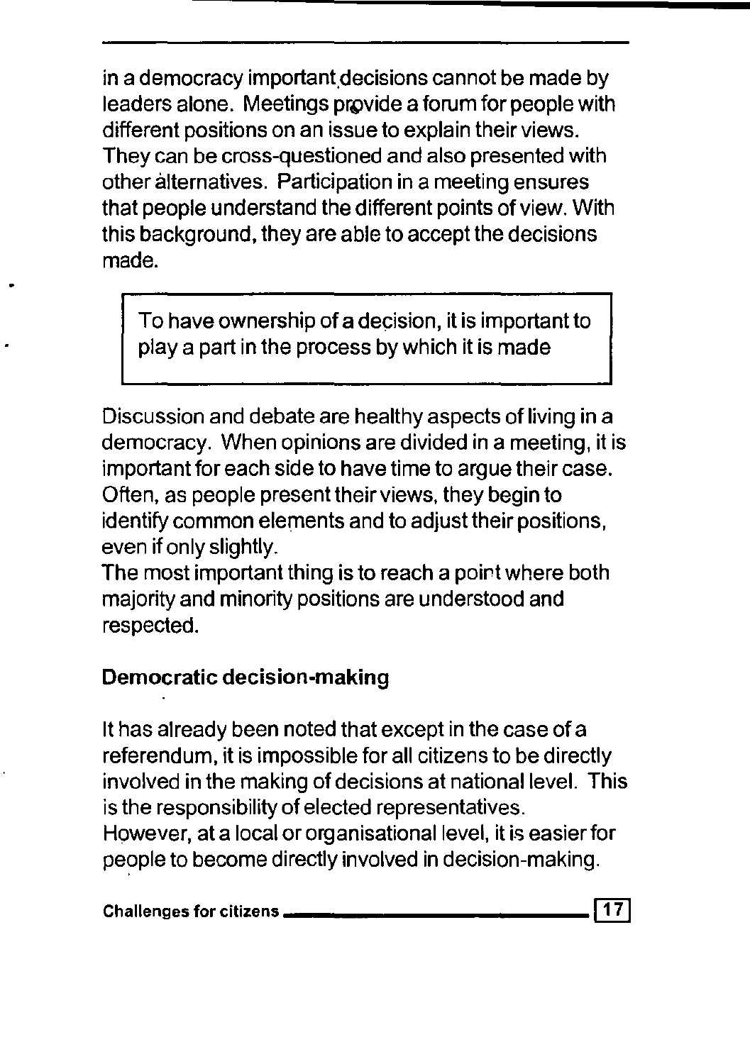in a democracy important decisions cannot be made by leaders alone. Meetings provide a forum for people with different positions on an issue to explain their views. They can be cross-questioned and also presented with other alternatives. Participation in a meeting ensures that people understand the different points of view. With this background, they are able to accept the decisions made.

> To have ownership of a decision, it is important to play a part in the process by which it is made

Discussion and debate are healthy aspects of living in a democracy. When opinions are divided in a meeting, it is important for each side to have time to argue their case. Often, as people present their views, they begin to identify common elements and to adjust their positions, even if only slightly.

The most important thing is to reach a point where both majority and minority positions are understood and respected.

**Democratic decision-making**

It has already been noted that except in the case of a referendum, it is impossible for all citizens to be directly involved in the making of decisions at national level. This is the responsibility of elected representatives.

However, at a local or organisational level, it is easier for people to become directly involved in decision-making.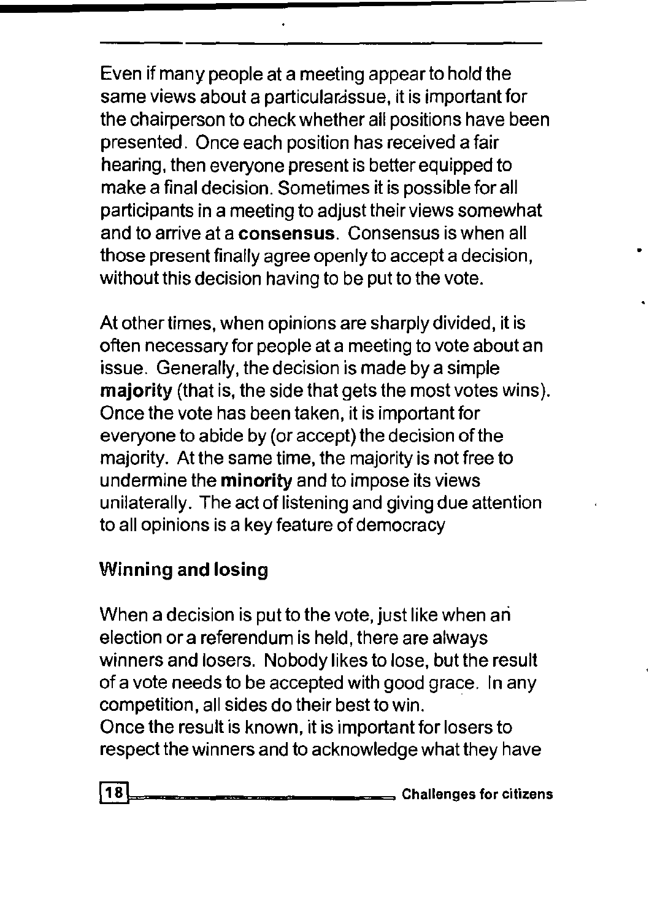Even if many people at a meeting appear to hold the same views about a particular issue, it is important for the chairperson to check whether all positions have been presented. Once each position has received a fair hearing, then everyone present is better equipped to make a final decision. Sometimes it is possible for all participants in a meeting to adjust their views somewhat and to arrive at a **consensus**. Consensus is when all those present finally agree openly to accept a decision, without this decision having to be put to the vote.

At other times, when opinions are sharply divided, it is often necessary for people at a meeting to vote about an issue. Generally, the decision is made by a simple **majority** (that is, the side that gets the most votes wins). Once the vote has been taken, it is important for everyone to abide by (or accept) the decision of the majority. At the same time, the majority is not free to undermine the **minority** and to impose its views unilaterally. The act of listening and giving due attention to all opinions is a key feature of democracy

## Winning and losing

When a decision is put to the vote, just like when an election or a referendum is held, there are always winners and losers. Nobody likes to lose, but the result of a vote needs to be accepted with good grace. In any competition, all sides do their best to win.
Once the result is known, it is important for losers to respect the winners and to acknowledge what they have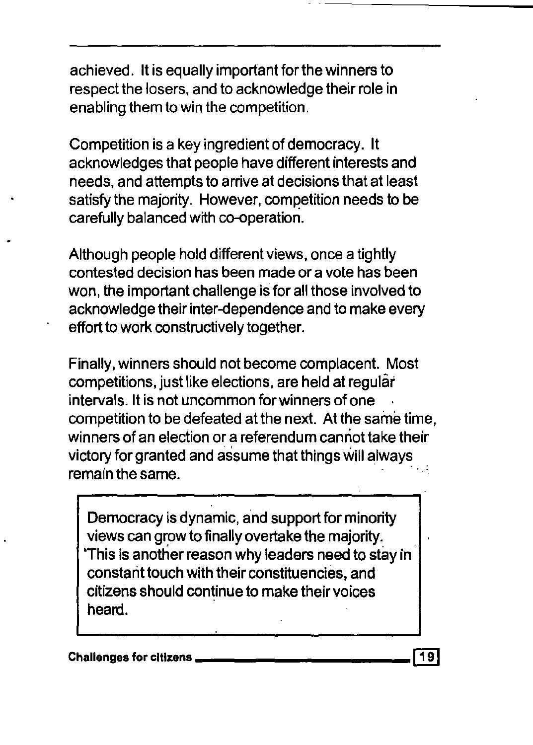achieved. It is equally important for the winners to respect the losers, and to acknowledge their role in enabling them to win the competition.

Competition is a key ingredient of democracy. It acknowledges that people have different interests and needs, and attempts to arrive at decisions that at least satisfy the majority. However, competition needs to be carefully balanced with co-operation.

Although people hold different views, once a tightly contested decision has been made or a vote has been won, the important challenge is for all those involved to acknowledge their inter-dependence and to make every effort to work constructively together.

Finally, winners should not become complacent. Most competitions, just like elections, are held at regular intervals. It is not uncommon for winners of one competition to be defeated at the next. At the same time, winners of an election or a referendum cannot take their victory for granted and assume that things will always remain the same.

> Democracy is dynamic, and support for minority views can grow to finally overtake the majority. This is another reason why leaders need to stay in constant touch with their constituencies, and citizens should continue to make their voices heard.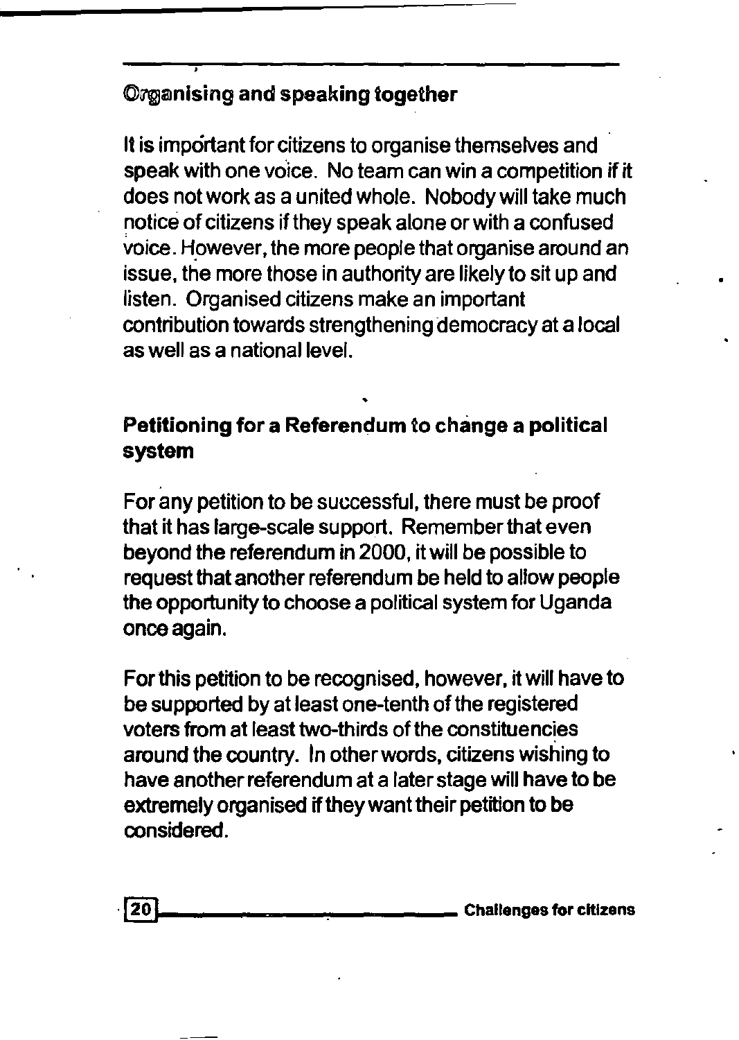## Organising and speaking together

It is important for citizens to organise themselves and speak with one voice. No team can win a competition if it does not work as a united whole. Nobody will take much notice of citizens if they speak alone or with a confused voice. However, the more people that organise around an issue, the more those in authority are likely to sit up and listen. Organised citizens make an important contribution towards strengthening democracy at a local as well as a national level.

## Petitioning for a Referendum to change a political system

For any petition to be successful, there must be proof that it has large-scale support. Remember that even beyond the referendum in 2000, it will be possible to request that another referendum be held to allow people the opportunity to choose a political system for Uganda once again.

For this petition to be recognised, however, it will have to be supported by at least one-tenth of the registered voters from at least two-thirds of the constituencies around the country. In other words, citizens wishing to have another referendum at a later stage will have to be extremely organised if they want their petition to be considered.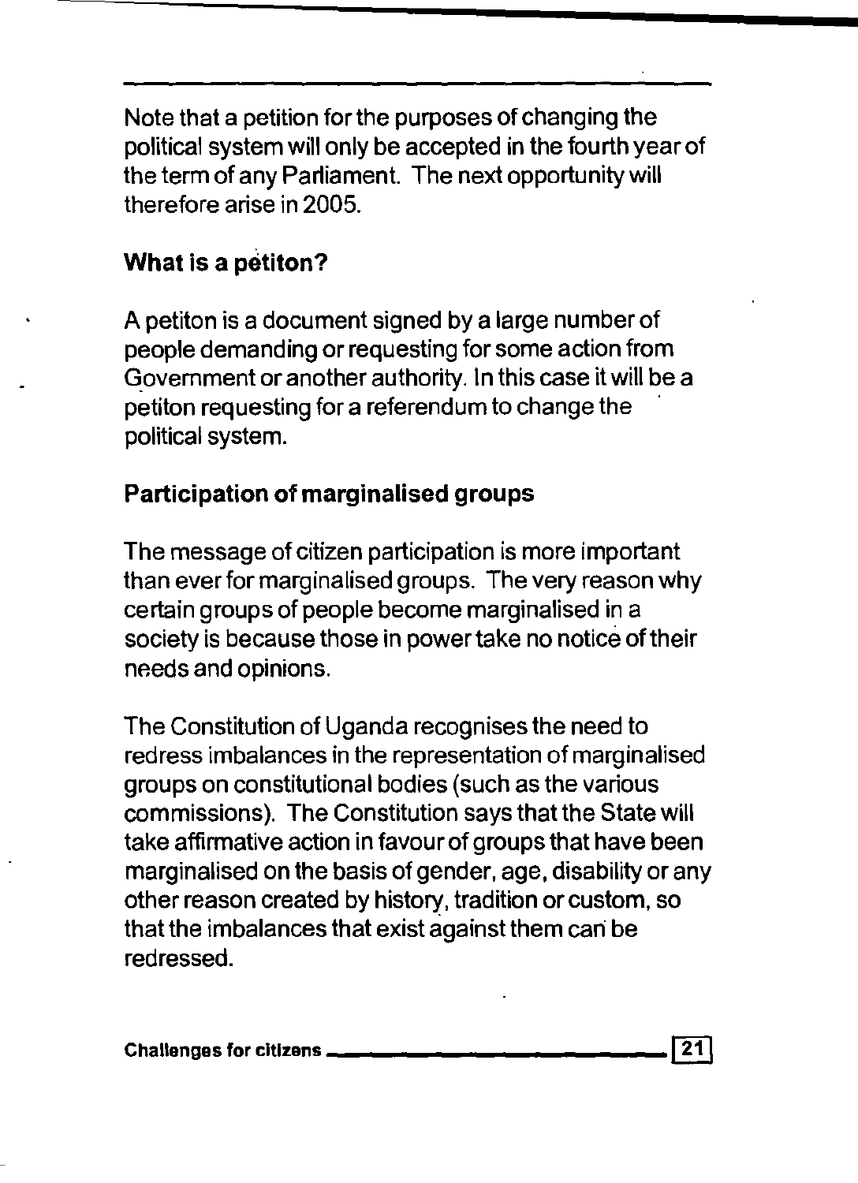Note that a petition for the purposes of changing the political system will only be accepted in the fourth year of the term of any Parliament. The next opportunity will therefore arise in 2005.

### What is a petiton?

A petiton is a document signed by a large number of people demanding or requesting for some action from Government or another authority. In this case it will be a petiton requesting for a referendum to change the political system.

### Participation of marginalised groups

The message of citizen participation is more important than ever for marginalised groups. The very reason why certain groups of people become marginalised in a society is because those in power take no notice of their needs and opinions.

The Constitution of Uganda recognises the need to redress imbalances in the representation of marginalised groups on constitutional bodies (such as the various commissions). The Constitution says that the State will take affirmative action in favour of groups that have been marginalised on the basis of gender, age, disability or any other reason created by history, tradition or custom, so that the imbalances that exist against them can be redressed.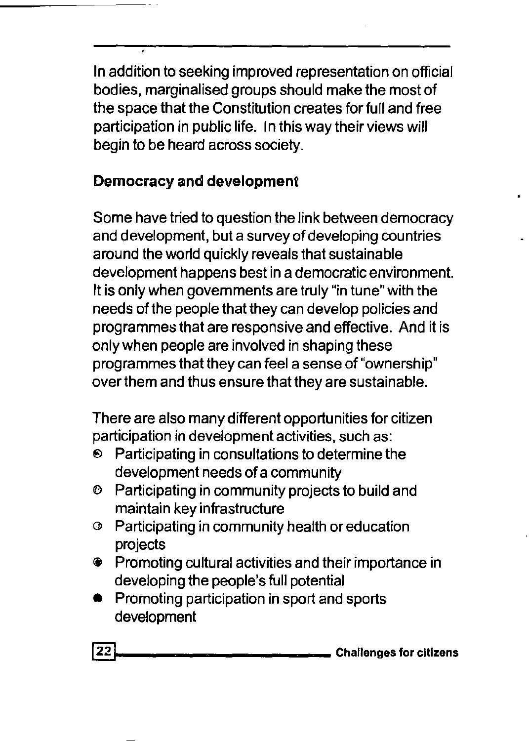In addition to seeking improved representation on official bodies, marginalised groups should make the most of the space that the Constitution creates for full and free participation in public life. In this way their views will begin to be heard across society.

**Democracy and development**

Some have tried to question the link between democracy and development, but a survey of developing countries around the world quickly reveals that sustainable development happens best in a democratic environment. It is only when governments are truly "in tune" with the needs of the people that they can develop policies and programmes that are responsive and effective. And it is only when people are involved in shaping these programmes that they can feel a sense of "ownership" over them and thus ensure that they are sustainable.

There are also many different opportunities for citizen participation in development activities, such as:

- Participating in consultations to determine the development needs of a community
- Participating in community projects to build and maintain key infrastructure
- Participating in community health or education projects
- Promoting cultural activities and their importance in developing the people's full potential
- Promoting participation in sport and sports development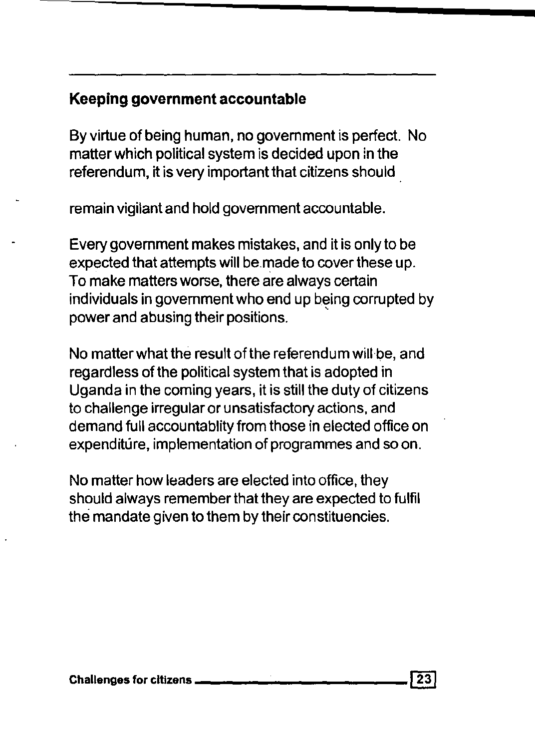## Keeping government accountable

By virtue of being human, no government is perfect. No matter which political system is decided upon in the referendum, it is very important that citizens should remain vigilant and hold government accountable.

Every government makes mistakes, and it is only to be expected that attempts will be made to cover these up. To make matters worse, there are always certain individuals in government who end up being corrupted by power and abusing their positions.

No matter what the result of the referendum will be, and regardless of the political system that is adopted in Uganda in the coming years, it is still the duty of citizens to challenge irregular or unsatisfactory actions, and demand full accountablity from those in elected office on expenditure, implementation of programmes and so on.

No matter how leaders are elected into office, they should always remember that they are expected to fulfil the mandate given to them by their constituencies.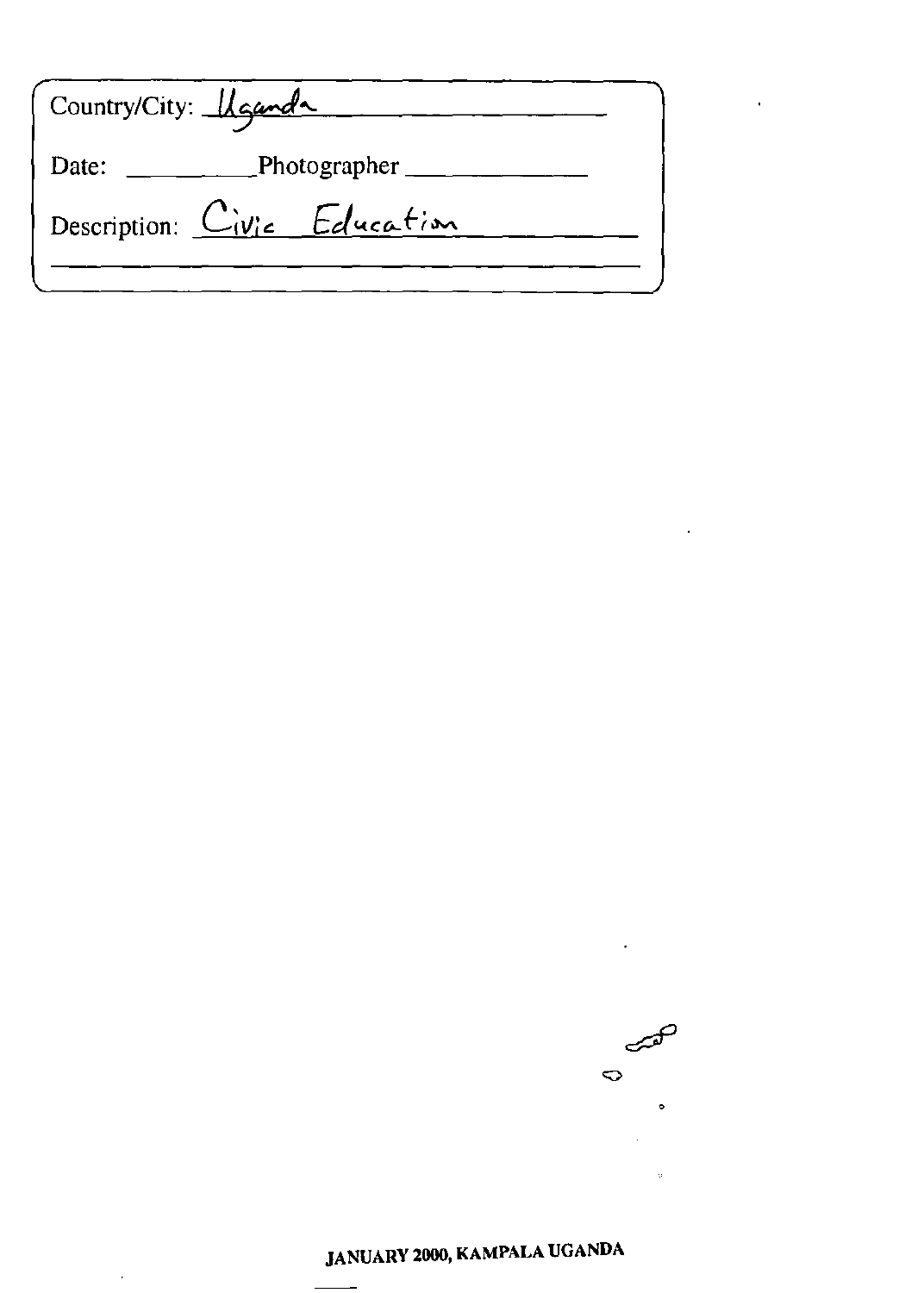Country/City: Uganda

Date: \_\_\_\_\_\_\_\_\_\_ Photographer \_\_\_\_\_\_\_\_\_\_\_\_\_\_

Description: Civic Education

**JANUARY 2000, KAMPALA UGANDA**